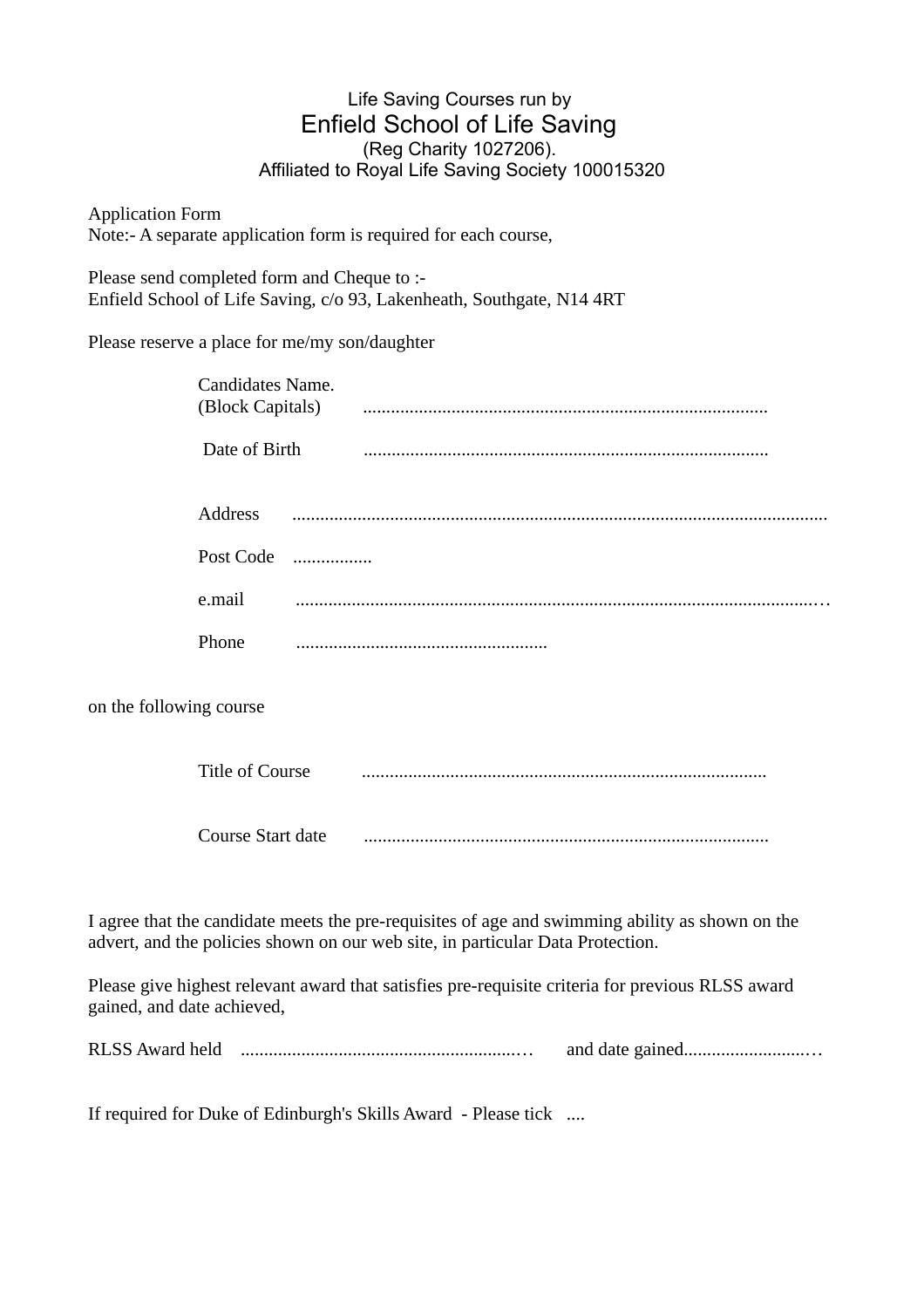Life Saving Courses run by

# Enfield School of Life Saving

(Reg Charity 1027206).

Affiliated to Royal Life Saving Society 100015320

Application Form

Note:- A separate application form is required for each course,

Please send completed form and Cheque to :-

Enfield School of Life Saving, c/o 93, Lakenheath, Southgate, N14 4RT

Please reserve a place for me/my son/daughter

Candidates Name.
(Block Capitals) ......................................................................................

Date of Birth ......................................................................................

Address ..................................................................................................................

Post Code .................

e.mail ..................................................................................................................

Phone ......................................................

on the following course

Title of Course ......................................................................................

Course Start date ......................................................................................

I agree that the candidate meets the pre-requisites of age and swimming ability as shown on the advert, and the policies shown on our web site, in particular Data Protection.

Please give highest relevant award that satisfies pre-requisite criteria for previous RLSS award gained, and date achieved,

RLSS Award held ............................................................... and date gained..............................

If required for Duke of Edinburgh's Skills Award - Please tick ....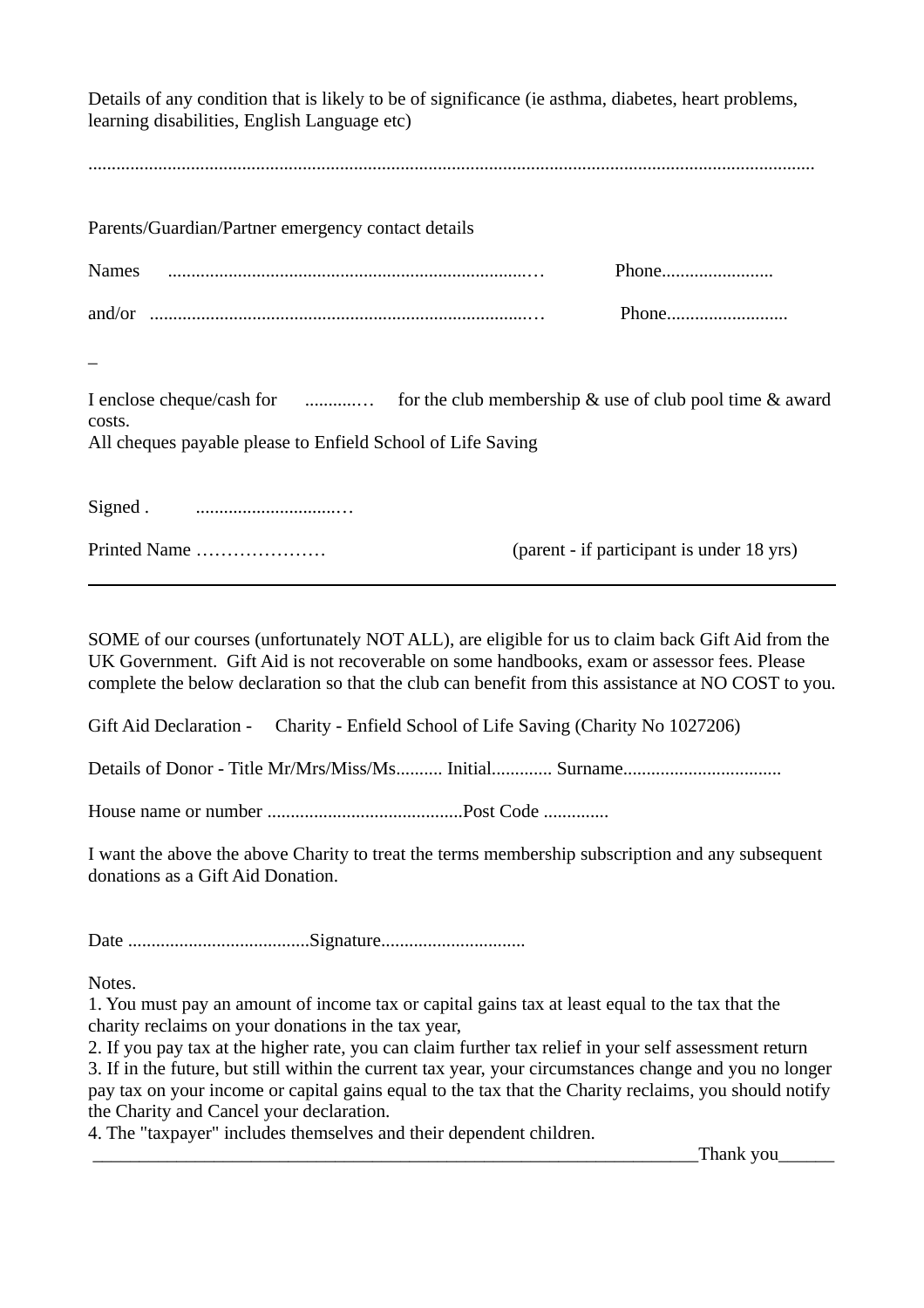Details of any condition that is likely to be of significance (ie asthma, diabetes, heart problems, learning disabilities, English Language etc)

.............................................................................................................................................................

Parents/Guardian/Partner emergency contact details

Names ..............................................................................… Phone........................

and/or ...................................................................................… Phone..........................

_

I enclose cheque/cash for ............… for the club membership & use of club pool time & award costs.
All cheques payable please to Enfield School of Life Saving

Signed . ...............................…

Printed Name ………………… (parent - if participant is under 18 yrs)

---

SOME of our courses (unfortunately NOT ALL), are eligible for us to claim back Gift Aid from the UK Government. Gift Aid is not recoverable on some handbooks, exam or assessor fees. Please complete the below declaration so that the club can benefit from this assistance at NO COST to you.

Gift Aid Declaration - Charity - Enfield School of Life Saving (Charity No 1027206)

Details of Donor - Title Mr/Mrs/Miss/Ms.......... Initial............. Surname.................................

House name or number ..........................................Post Code .............

I want the above the above Charity to treat the terms membership subscription and any subsequent donations as a Gift Aid Donation.

Date .......................................Signature..............................

Notes.
1. You must pay an amount of income tax or capital gains tax at least equal to the tax that the charity reclaims on your donations in the tax year,
2. If you pay tax at the higher rate, you can claim further tax relief in your self assessment return
3. If in the future, but still within the current tax year, your circumstances change and you no longer pay tax on your income or capital gains equal to the tax that the Charity reclaims, you should notify the Charity and Cancel your declaration.
4. The "taxpayer" includes themselves and their dependent children.
_______________________________________________________________________Thank you______